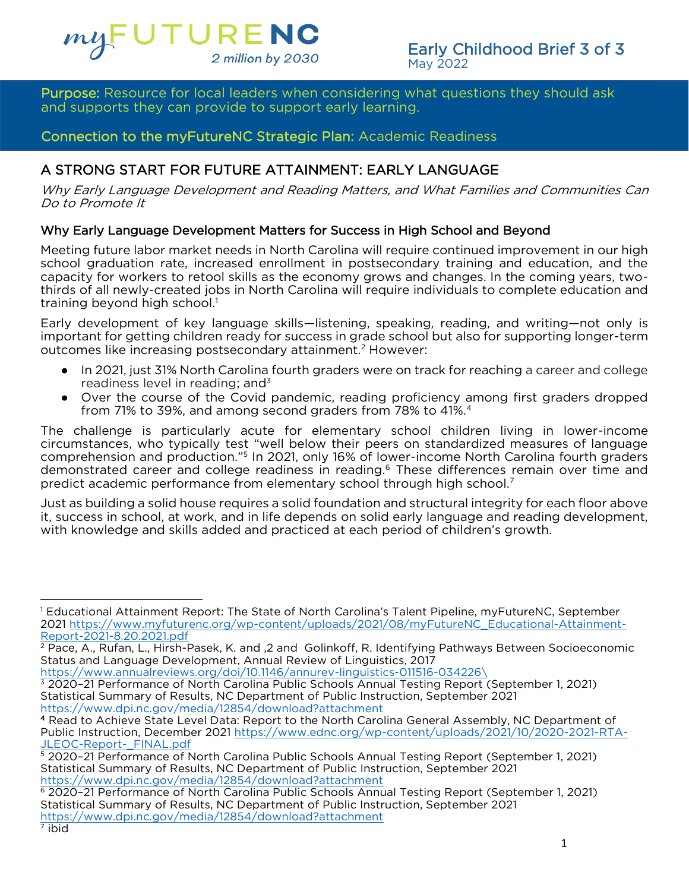myFUTURENC
2 million by 2030

Early Childhood Brief 3 of 3
May 2022

**Purpose:** Resource for local leaders when considering what questions they should ask and supports they can provide to support early learning.

**Connection to the myFutureNC Strategic Plan:** Academic Readiness

## A STRONG START FOR FUTURE ATTAINMENT: EARLY LANGUAGE

*Why Early Language Development and Reading Matters, and What Families and Communities Can Do to Promote It*

### Why Early Language Development Matters for Success in High School and Beyond

Meeting future labor market needs in North Carolina will require continued improvement in our high school graduation rate, increased enrollment in postsecondary training and education, and the capacity for workers to retool skills as the economy grows and changes. In the coming years, two-thirds of all newly-created jobs in North Carolina will require individuals to complete education and training beyond high school.[1]

Early development of key language skills—listening, speaking, reading, and writing—not only is important for getting children ready for success in grade school but also for supporting longer-term outcomes like increasing postsecondary attainment.[2] However:

- In 2021, just 31% North Carolina fourth graders were on track for reaching a career and college readiness level in reading; and[3]
- Over the course of the Covid pandemic, reading proficiency among first graders dropped from 71% to 39%, and among second graders from 78% to 41%.[4]

The challenge is particularly acute for elementary school children living in lower-income circumstances, who typically test "well below their peers on standardized measures of language comprehension and production."[5] In 2021, only 16% of lower-income North Carolina fourth graders demonstrated career and college readiness in reading.[6] These differences remain over time and predict academic performance from elementary school through high school.[7]

Just as building a solid house requires a solid foundation and structural integrity for each floor above it, success in school, at work, and in life depends on solid early language and reading development, with knowledge and skills added and practiced at each period of children's growth.

---

[1] Educational Attainment Report: The State of North Carolina's Talent Pipeline, myFutureNC, September 2021 https://www.myfuturenc.org/wp-content/uploads/2021/08/myFutureNC_Educational-Attainment-Report-2021-8.20.2021.pdf

[2] Pace, A., Rufan, L., Hirsh-Pasek, K. and ,2 and Golinkoff, R. Identifying Pathways Between Socioeconomic Status and Language Development, Annual Review of Linguistics, 2017 https://www.annualreviews.org/doi/10.1146/annurev-linguistics-011516-034226\

[3] 2020–21 Performance of North Carolina Public Schools Annual Testing Report (September 1, 2021) Statistical Summary of Results, NC Department of Public Instruction, September 2021 https://www.dpi.nc.gov/media/12854/download?attachment

[4] Read to Achieve State Level Data: Report to the North Carolina General Assembly, NC Department of Public Instruction, December 2021 https://www.ednc.org/wp-content/uploads/2021/10/2020-2021-RTA-JLEOC-Report-_FINAL.pdf

[5] 2020–21 Performance of North Carolina Public Schools Annual Testing Report (September 1, 2021) Statistical Summary of Results, NC Department of Public Instruction, September 2021 https://www.dpi.nc.gov/media/12854/download?attachment

[6] 2020–21 Performance of North Carolina Public Schools Annual Testing Report (September 1, 2021) Statistical Summary of Results, NC Department of Public Instruction, September 2021 https://www.dpi.nc.gov/media/12854/download?attachment

[7] ibid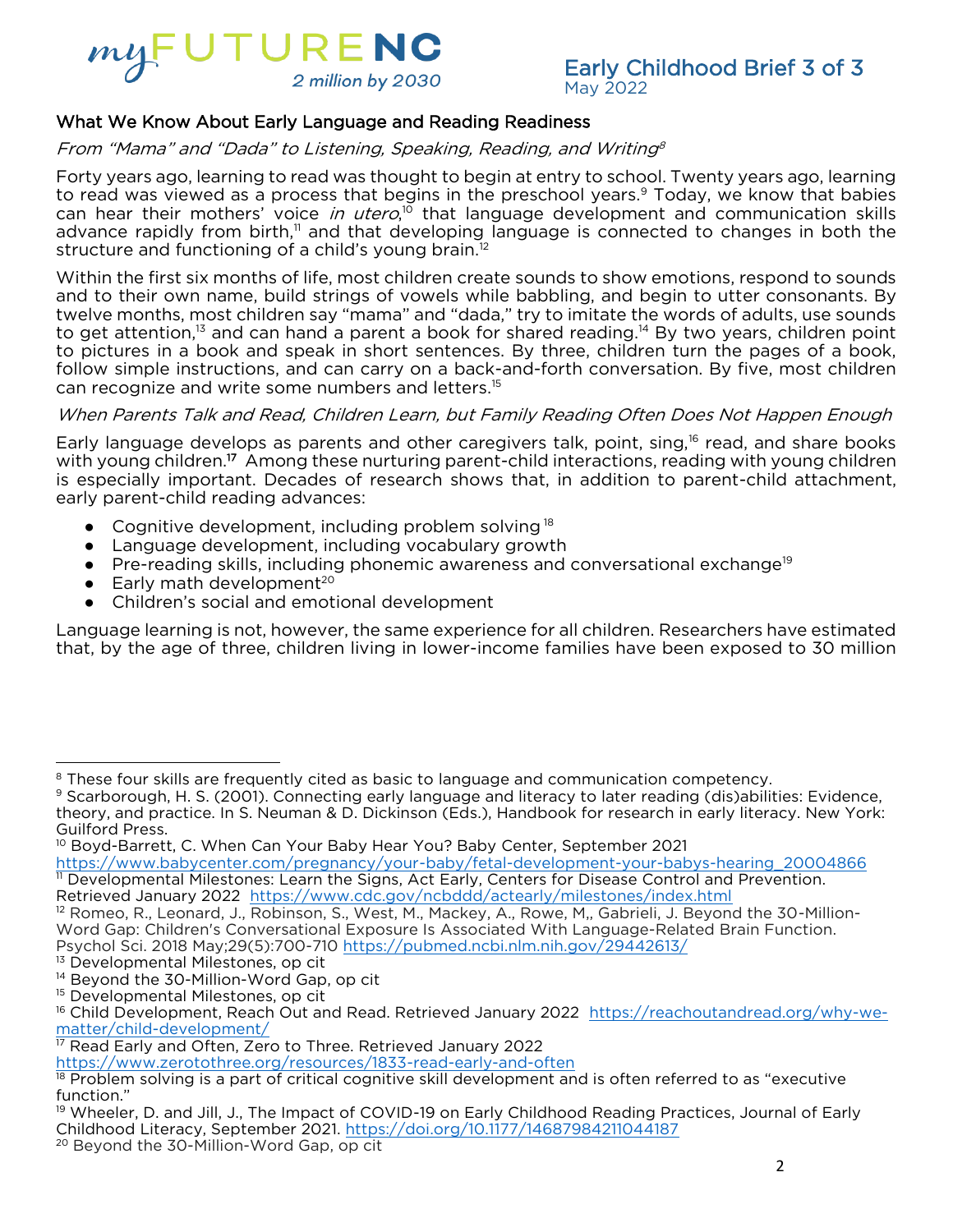## What We Know About Early Language and Reading Readiness

*From "Mama" and "Dada" to Listening, Speaking, Reading, and Writing*[8]

Forty years ago, learning to read was thought to begin at entry to school. Twenty years ago, learning to read was viewed as a process that begins in the preschool years.[9] Today, we know that babies can hear their mothers' voice *in utero*,[10] that language development and communication skills advance rapidly from birth,[11] and that developing language is connected to changes in both the structure and functioning of a child's young brain.[12]

Within the first six months of life, most children create sounds to show emotions, respond to sounds and to their own name, build strings of vowels while babbling, and begin to utter consonants. By twelve months, most children say "mama" and "dada," try to imitate the words of adults, use sounds to get attention,[13] and can hand a parent a book for shared reading.[14] By two years, children point to pictures in a book and speak in short sentences. By three, children turn the pages of a book, follow simple instructions, and can carry on a back-and-forth conversation. By five, most children can recognize and write some numbers and letters.[15]

*When Parents Talk and Read, Children Learn, but Family Reading Often Does Not Happen Enough*

Early language develops as parents and other caregivers talk, point, sing,[16] read, and share books with young children.[17] Among these nurturing parent-child interactions, reading with young children is especially important. Decades of research shows that, in addition to parent-child attachment, early parent-child reading advances:

- Cognitive development, including problem solving[18]
- Language development, including vocabulary growth
- Pre-reading skills, including phonemic awareness and conversational exchange[19]
- Early math development[20]
- Children's social and emotional development

Language learning is not, however, the same experience for all children. Researchers have estimated that, by the age of three, children living in lower-income families have been exposed to 30 million

---

[8] These four skills are frequently cited as basic to language and communication competency.

[9] Scarborough, H. S. (2001). Connecting early language and literacy to later reading (dis)abilities: Evidence, theory, and practice. In S. Neuman & D. Dickinson (Eds.), Handbook for research in early literacy. New York: Guilford Press.

[10] Boyd-Barrett, C. When Can Your Baby Hear You? Baby Center, September 2021 https://www.babycenter.com/pregnancy/your-baby/fetal-development-your-babys-hearing_20004866

[11] Developmental Milestones: Learn the Signs, Act Early, Centers for Disease Control and Prevention. Retrieved January 2022 https://www.cdc.gov/ncbddd/actearly/milestones/index.html

[12] Romeo, R., Leonard, J., Robinson, S., West, M., Mackey, A., Rowe, M,, Gabrieli, J. Beyond the 30-Million-Word Gap: Children's Conversational Exposure Is Associated With Language-Related Brain Function. Psychol Sci. 2018 May;29(5):700-710 https://pubmed.ncbi.nlm.nih.gov/29442613/

[13] Developmental Milestones, op cit

[14] Beyond the 30-Million-Word Gap, op cit

[15] Developmental Milestones, op cit

[16] Child Development, Reach Out and Read. Retrieved January 2022 https://reachoutandread.org/why-we-matter/child-development/

[17] Read Early and Often, Zero to Three. Retrieved January 2022 https://www.zerotothree.org/resources/1833-read-early-and-often

[18] Problem solving is a part of critical cognitive skill development and is often referred to as "executive function."

[19] Wheeler, D. and Jill, J., The Impact of COVID-19 on Early Childhood Reading Practices, Journal of Early Childhood Literacy, September 2021. https://doi.org/10.1177/14687984211044187

[20] Beyond the 30-Million-Word Gap, op cit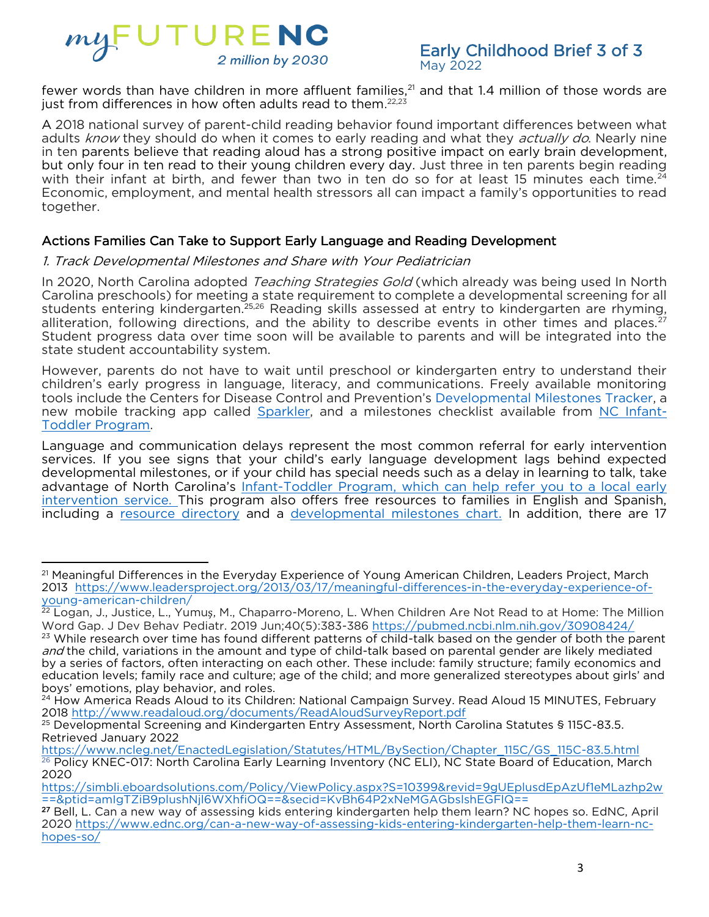fewer words than have children in more affluent families,[21] and that 1.4 million of those words are just from differences in how often adults read to them.[22,23]

A 2018 national survey of parent-child reading behavior found important differences between what adults *know* they should do when it comes to early reading and what they *actually do*. Nearly nine in ten parents believe that reading aloud has a strong positive impact on early brain development, but only four in ten read to their young children every day. Just three in ten parents begin reading with their infant at birth, and fewer than two in ten do so for at least 15 minutes each time.[24] Economic, employment, and mental health stressors all can impact a family's opportunities to read together.

## Actions Families Can Take to Support Early Language and Reading Development

### *1. Track Developmental Milestones and Share with Your Pediatrician*

In 2020, North Carolina adopted *Teaching Strategies Gold* (which already was being used In North Carolina preschools) for meeting a state requirement to complete a developmental screening for all students entering kindergarten.[25,26] Reading skills assessed at entry to kindergarten are rhyming, alliteration, following directions, and the ability to describe events in other times and places.[27] Student progress data over time soon will be available to parents and will be integrated into the state student accountability system.

However, parents do not have to wait until preschool or kindergarten entry to understand their children's early progress in language, literacy, and communications. Freely available monitoring tools include the Centers for Disease Control and Prevention's Developmental Milestones Tracker, a new mobile tracking app called Sparkler, and a milestones checklist available from NC Infant-Toddler Program.

Language and communication delays represent the most common referral for early intervention services. If you see signs that your child's early language development lags behind expected developmental milestones, or if your child has special needs such as a delay in learning to talk, take advantage of North Carolina's Infant-Toddler Program, which can help refer you to a local early intervention service. This program also offers free resources to families in English and Spanish, including a resource directory and a developmental milestones chart. In addition, there are 17

---

[21] Meaningful Differences in the Everyday Experience of Young American Children, Leaders Project, March 2013 https://www.leadersproject.org/2013/03/17/meaningful-differences-in-the-everyday-experience-of-young-american-children/

[22] Logan, J., Justice, L., Yumuş, M., Chaparro-Moreno, L. When Children Are Not Read to at Home: The Million Word Gap. J Dev Behav Pediatr. 2019 Jun;40(5):383-386 https://pubmed.ncbi.nlm.nih.gov/30908424/

[23] While research over time has found different patterns of child-talk based on the gender of both the parent *and* the child, variations in the amount and type of child-talk based on parental gender are likely mediated by a series of factors, often interacting on each other. These include: family structure; family economics and education levels; family race and culture; age of the child; and more generalized stereotypes about girls' and boys' emotions, play behavior, and roles.

[24] How America Reads Aloud to its Children: National Campaign Survey. Read Aloud 15 MINUTES, February 2018 http://www.readaloud.org/documents/ReadAloudSurveyReport.pdf

[25] Developmental Screening and Kindergarten Entry Assessment, North Carolina Statutes § 115C-83.5. Retrieved January 2022 https://www.ncleg.net/EnactedLegislation/Statutes/HTML/BySection/Chapter_115C/GS_115C-83.5.html

[26] Policy KNEC-017: North Carolina Early Learning Inventory (NC ELI), NC State Board of Education, March 2020 https://simbli.eboardsolutions.com/Policy/ViewPolicy.aspx?S=10399&revid=9gUEplusdEpAzUf1eMLazhp2w==&ptid=amIgTZiB9plushNjl6WXhfiOQ==&secid=KvBh64P2xNeMGAGbslshEGFIQ==

[27] Bell, L. Can a new way of assessing kids entering kindergarten help them learn? NC hopes so. EdNC, April 2020 https://www.ednc.org/can-a-new-way-of-assessing-kids-entering-kindergarten-help-them-learn-nc-hopes-so/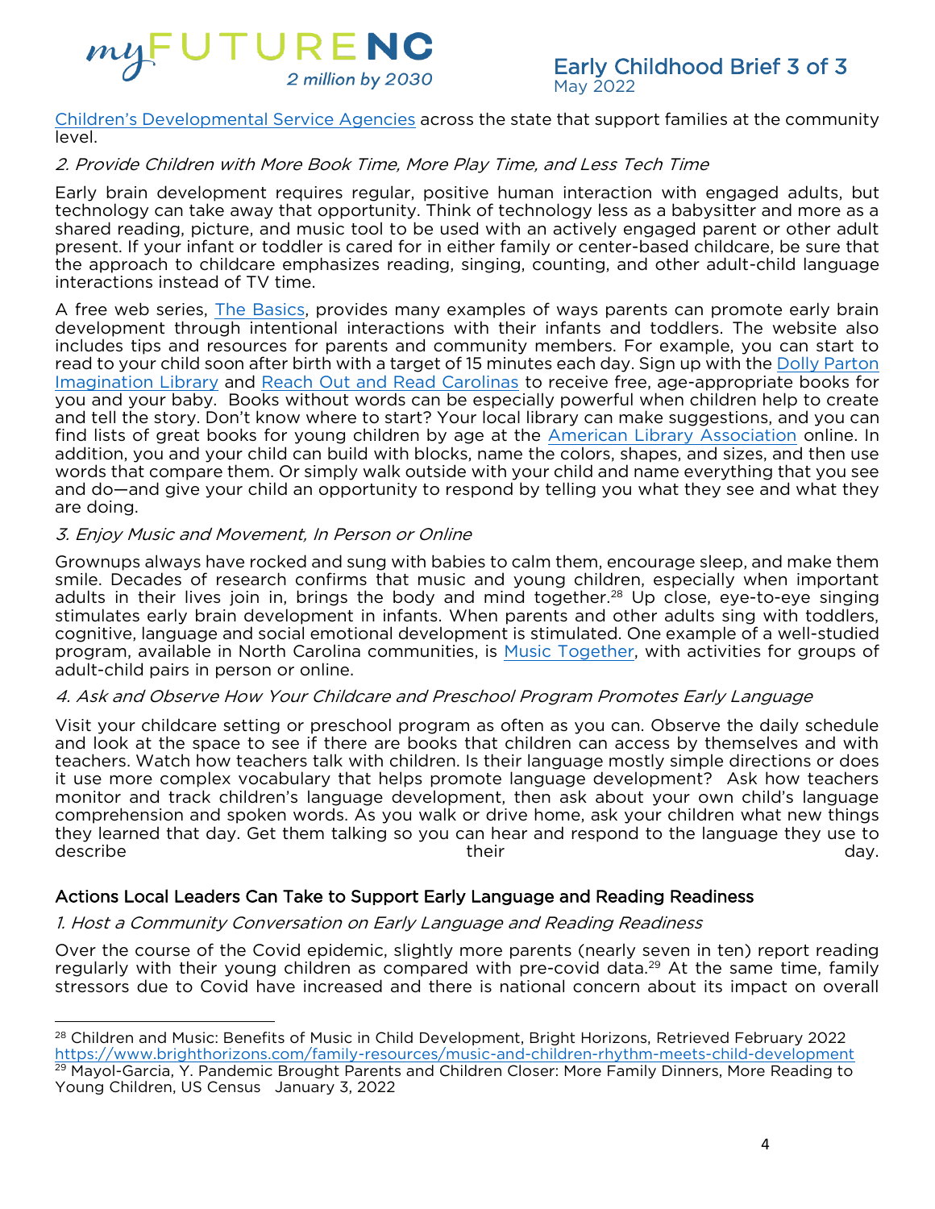[Children's Developmental Service Agencies] across the state that support families at the community level.

*2. Provide Children with More Book Time, More Play Time, and Less Tech Time*

Early brain development requires regular, positive human interaction with engaged adults, but technology can take away that opportunity. Think of technology less as a babysitter and more as a shared reading, picture, and music tool to be used with an actively engaged parent or other adult present. If your infant or toddler is cared for in either family or center-based childcare, be sure that the approach to childcare emphasizes reading, singing, counting, and other adult-child language interactions instead of TV time.

A free web series, The Basics, provides many examples of ways parents can promote early brain development through intentional interactions with their infants and toddlers. The website also includes tips and resources for parents and community members. For example, you can start to read to your child soon after birth with a target of 15 minutes each day. Sign up with the Dolly Parton Imagination Library and Reach Out and Read Carolinas to receive free, age-appropriate books for you and your baby. Books without words can be especially powerful when children help to create and tell the story. Don't know where to start? Your local library can make suggestions, and you can find lists of great books for young children by age at the American Library Association online. In addition, you and your child can build with blocks, name the colors, shapes, and sizes, and then use words that compare them. Or simply walk outside with your child and name everything that you see and do—and give your child an opportunity to respond by telling you what they see and what they are doing.

*3. Enjoy Music and Movement, In Person or Online*

Grownups always have rocked and sung with babies to calm them, encourage sleep, and make them smile. Decades of research confirms that music and young children, especially when important adults in their lives join in, brings the body and mind together.[28] Up close, eye-to-eye singing stimulates early brain development in infants. When parents and other adults sing with toddlers, cognitive, language and social emotional development is stimulated. One example of a well-studied program, available in North Carolina communities, is Music Together, with activities for groups of adult-child pairs in person or online.

*4. Ask and Observe How Your Childcare and Preschool Program Promotes Early Language*

Visit your childcare setting or preschool program as often as you can. Observe the daily schedule and look at the space to see if there are books that children can access by themselves and with teachers. Watch how teachers talk with children. Is their language mostly simple directions or does it use more complex vocabulary that helps promote language development? Ask how teachers monitor and track children's language development, then ask about your own child's language comprehension and spoken words. As you walk or drive home, ask your children what new things they learned that day. Get them talking so you can hear and respond to the language they use to describe their day.

### Actions Local Leaders Can Take to Support Early Language and Reading Readiness

*1. Host a Community Conversation on Early Language and Reading Readiness*

Over the course of the Covid epidemic, slightly more parents (nearly seven in ten) report reading regularly with their young children as compared with pre-covid data.[29] At the same time, family stressors due to Covid have increased and there is national concern about its impact on overall

---

[28] Children and Music: Benefits of Music in Child Development, Bright Horizons, Retrieved February 2022 https://www.brighthorizons.com/family-resources/music-and-children-rhythm-meets-child-development

[29] Mayol-Garcia, Y. Pandemic Brought Parents and Children Closer: More Family Dinners, More Reading to Young Children, US Census January 3, 2022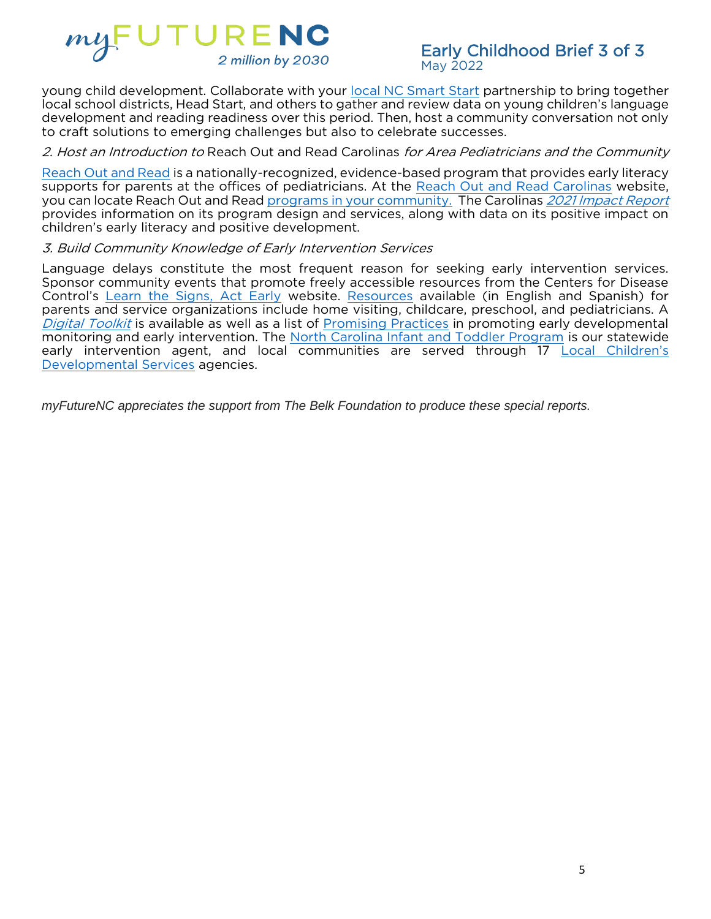young child development. Collaborate with your local NC Smart Start partnership to bring together local school districts, Head Start, and others to gather and review data on young children's language development and reading readiness over this period. Then, host a community conversation not only to craft solutions to emerging challenges but also to celebrate successes.

*2. Host an Introduction to* Reach Out and Read Carolinas *for Area Pediatricians and the Community*

Reach Out and Read is a nationally-recognized, evidence-based program that provides early literacy supports for parents at the offices of pediatricians. At the Reach Out and Read Carolinas website, you can locate Reach Out and Read programs in your community. The Carolinas *2021 Impact Report* provides information on its program design and services, along with data on its positive impact on children's early literacy and positive development.

*3. Build Community Knowledge of Early Intervention Services*

Language delays constitute the most frequent reason for seeking early intervention services. Sponsor community events that promote freely accessible resources from the Centers for Disease Control's Learn the Signs, Act Early website. Resources available (in English and Spanish) for parents and service organizations include home visiting, childcare, preschool, and pediatricians. A *Digital Toolkit* is available as well as a list of Promising Practices in promoting early developmental monitoring and early intervention. The North Carolina Infant and Toddler Program is our statewide early intervention agent, and local communities are served through 17 Local Children's Developmental Services agencies.

*myFutureNC appreciates the support from The Belk Foundation to produce these special reports.*